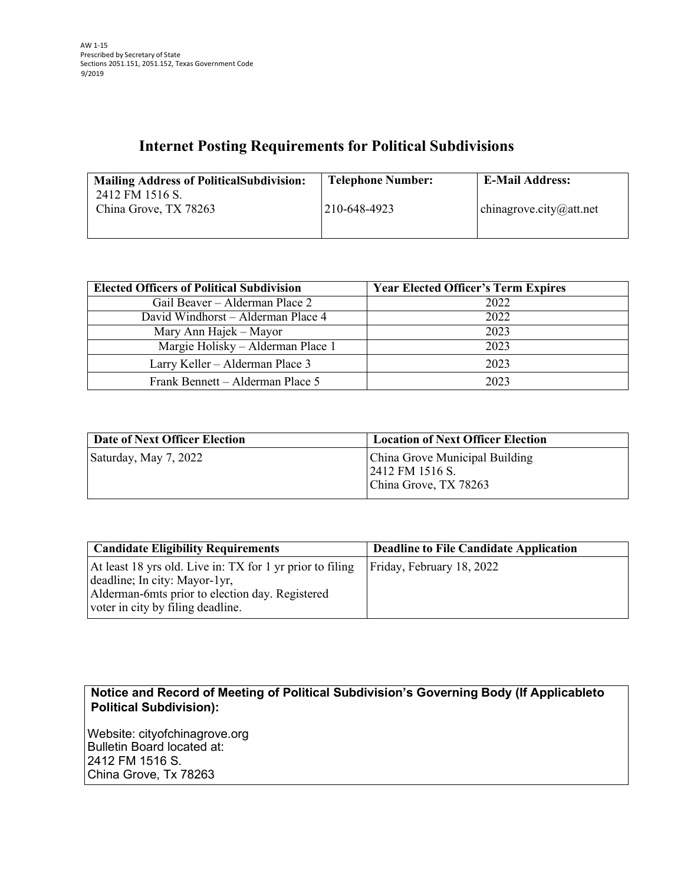AW 1-15
Prescribed by Secretary of State
Sections 2051.151, 2051.152, Texas Government Code
9/2019

# Internet Posting Requirements for Political Subdivisions

| Mailing Address of PoliticalSubdivision: | Telephone Number: | E-Mail Address: |
|---|---|---|
| 2412 FM 1516 S.<br>China Grove, TX 78263 | 210-648-4923 | chinagrove.city@att.net |

| Elected Officers of Political Subdivision | Year Elected Officer's Term Expires |
|---|---|
| Gail Beaver – Alderman Place 2 | 2022 |
| David Windhorst – Alderman Place 4 | 2022 |
| Mary Ann Hajek – Mayor | 2023 |
| Margie Holisky – Alderman Place 1 | 2023 |
| Larry Keller – Alderman Place 3 | 2023 |
| Frank Bennett – Alderman Place 5 | 2023 |

| Date of Next Officer Election | Location of Next Officer Election |
|---|---|
| Saturday, May 7, 2022 | China Grove Municipal Building<br>2412 FM 1516 S.<br>China Grove, TX 78263 |

| Candidate Eligibility Requirements | Deadline to File Candidate Application |
|---|---|
| At least 18 yrs old. Live in: TX for 1 yr prior to filing deadline; In city: Mayor-1yr, Alderman-6mts prior to election day. Registered voter in city by filing deadline. | Friday, February 18, 2022 |

**Notice and Record of Meeting of Political Subdivision's Governing Body (If Applicableto Political Subdivision):**

Website: cityofchinagrove.org
Bulletin Board located at:
2412 FM 1516 S.
China Grove, Tx 78263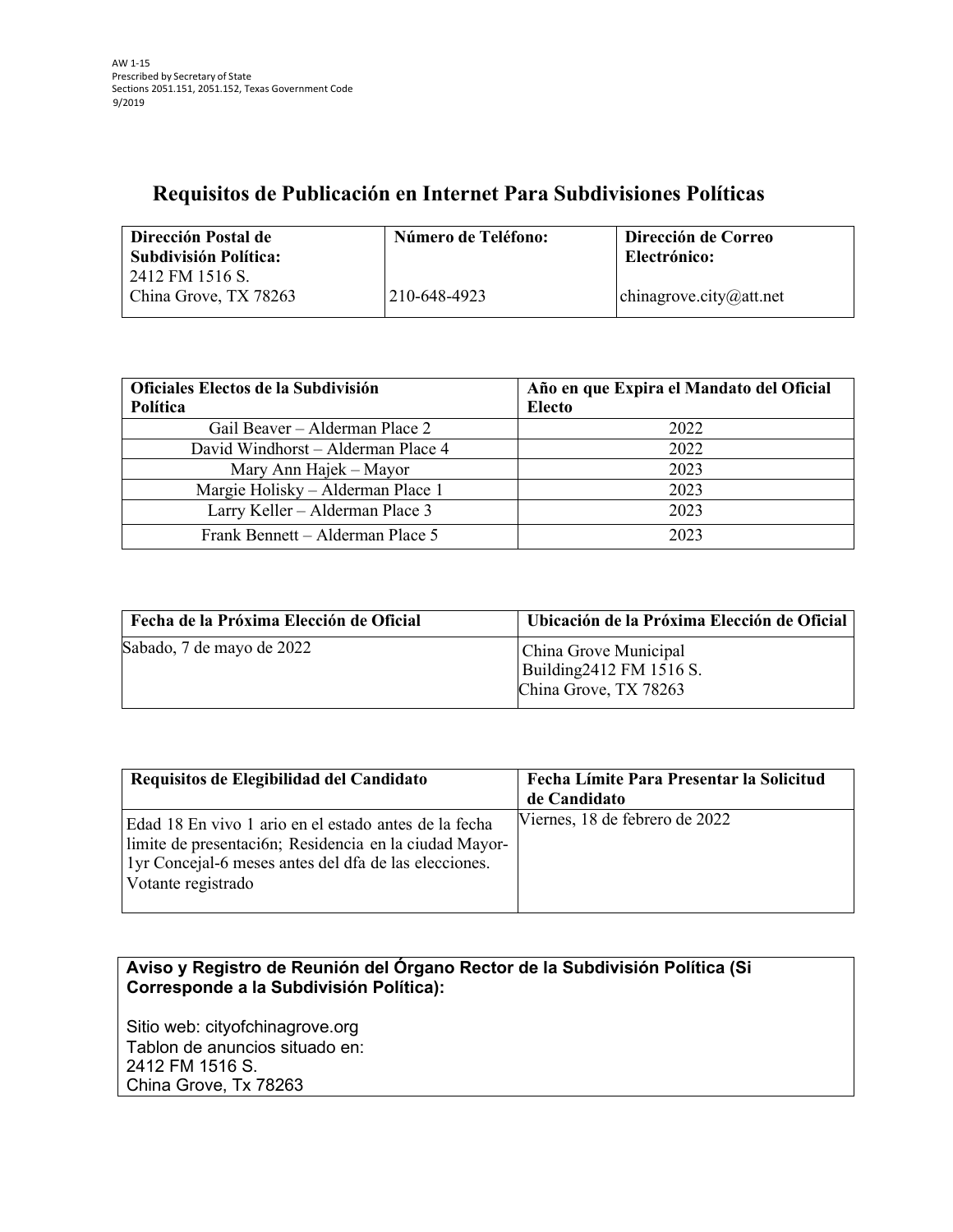AW 1-15
Prescribed by Secretary of State
Sections 2051.151, 2051.152, Texas Government Code
9/2019

# Requisitos de Publicación en Internet Para Subdivisiones Políticas

| Dirección Postal de Subdivisión Política: | Número de Teléfono: | Dirección de Correo Electrónico: |
|---|---|---|
| 2412 FM 1516 S.<br>China Grove, TX 78263 | 210-648-4923 | chinagrove.city@att.net |

| Oficiales Electos de la Subdivisión Política | Año en que Expira el Mandato del Oficial Electo |
|---|---|
| Gail Beaver – Alderman Place 2 | 2022 |
| David Windhorst – Alderman Place 4 | 2022 |
| Mary Ann Hajek – Mayor | 2023 |
| Margie Holisky – Alderman Place 1 | 2023 |
| Larry Keller – Alderman Place 3 | 2023 |
| Frank Bennett – Alderman Place 5 | 2023 |

| Fecha de la Próxima Elección de Oficial | Ubicación de la Próxima Elección de Oficial |
|---|---|
| Sabado, 7 de mayo de 2022 | China Grove Municipal Building2412 FM 1516 S.<br>China Grove, TX 78263 |

| Requisitos de Elegibilidad del Candidato | Fecha Límite Para Presentar la Solicitud de Candidato |
|---|---|
| Edad 18 En vivo 1 ario en el estado antes de la fecha limite de presentacíon; Residencia en la ciudad Mayor-1yr Concejal-6 meses antes del dfa de las elecciones. Votante registrado | Viernes, 18 de febrero de 2022 |

**Aviso y Registro de Reunión del Órgano Rector de la Subdivisión Política (Si Corresponde a la Subdivisión Política):**

Sitio web: cityofchinagrove.org
Tablon de anuncios situado en:
2412 FM 1516 S.
China Grove, Tx 78263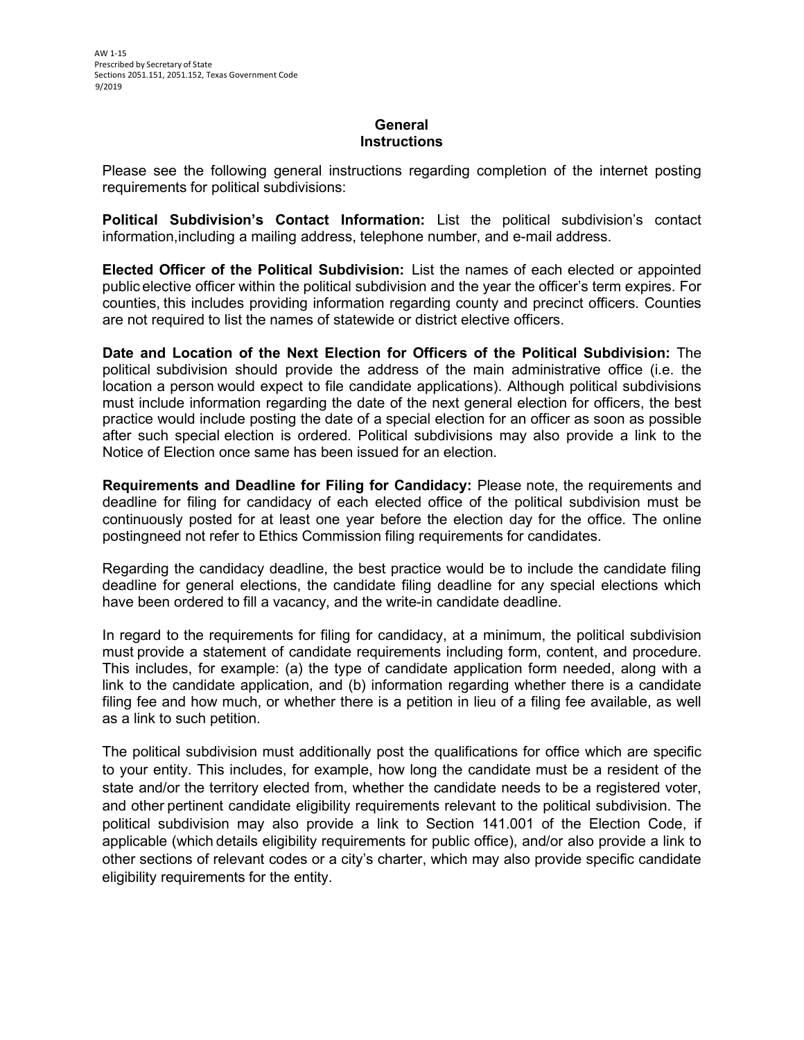AW 1-15
Prescribed by Secretary of State
Sections 2051.151, 2051.152, Texas Government Code
9/2019

## General Instructions

Please see the following general instructions regarding completion of the internet posting requirements for political subdivisions:

**Political Subdivision's Contact Information:** List the political subdivision's contact information,including a mailing address, telephone number, and e-mail address.

**Elected Officer of the Political Subdivision:** List the names of each elected or appointed public elective officer within the political subdivision and the year the officer's term expires. For counties, this includes providing information regarding county and precinct officers. Counties are not required to list the names of statewide or district elective officers.

**Date and Location of the Next Election for Officers of the Political Subdivision:** The political subdivision should provide the address of the main administrative office (i.e. the location a person would expect to file candidate applications). Although political subdivisions must include information regarding the date of the next general election for officers, the best practice would include posting the date of a special election for an officer as soon as possible after such special election is ordered. Political subdivisions may also provide a link to the Notice of Election once same has been issued for an election.

**Requirements and Deadline for Filing for Candidacy:** Please note, the requirements and deadline for filing for candidacy of each elected office of the political subdivision must be continuously posted for at least one year before the election day for the office. The online postingneed not refer to Ethics Commission filing requirements for candidates.

Regarding the candidacy deadline, the best practice would be to include the candidate filing deadline for general elections, the candidate filing deadline for any special elections which have been ordered to fill a vacancy, and the write-in candidate deadline.

In regard to the requirements for filing for candidacy, at a minimum, the political subdivision must provide a statement of candidate requirements including form, content, and procedure. This includes, for example: (a) the type of candidate application form needed, along with a link to the candidate application, and (b) information regarding whether there is a candidate filing fee and how much, or whether there is a petition in lieu of a filing fee available, as well as a link to such petition.

The political subdivision must additionally post the qualifications for office which are specific to your entity. This includes, for example, how long the candidate must be a resident of the state and/or the territory elected from, whether the candidate needs to be a registered voter, and other pertinent candidate eligibility requirements relevant to the political subdivision. The political subdivision may also provide a link to Section 141.001 of the Election Code, if applicable (which details eligibility requirements for public office), and/or also provide a link to other sections of relevant codes or a city's charter, which may also provide specific candidate eligibility requirements for the entity.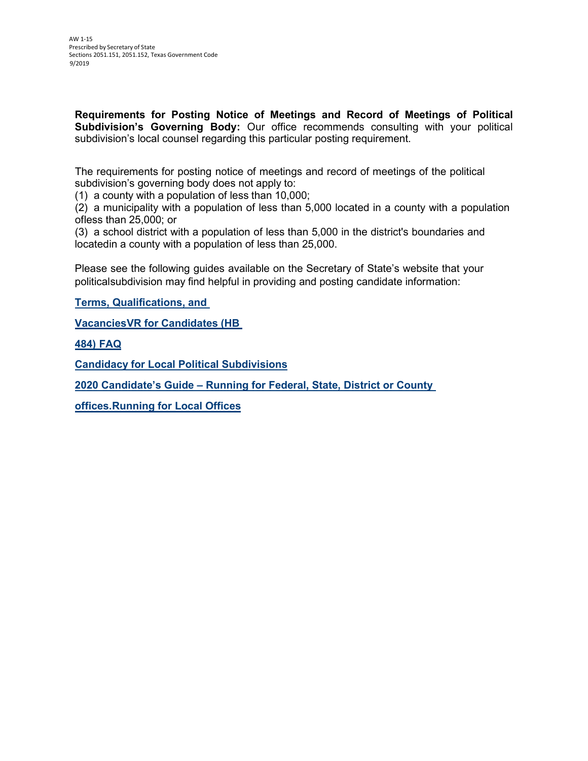AW 1-15
Prescribed by Secretary of State
Sections 2051.151, 2051.152, Texas Government Code
9/2019

**Requirements for Posting Notice of Meetings and Record of Meetings of Political Subdivision's Governing Body:** Our office recommends consulting with your political subdivision's local counsel regarding this particular posting requirement.

The requirements for posting notice of meetings and record of meetings of the political subdivision's governing body does not apply to:
(1) a county with a population of less than 10,000;
(2) a municipality with a population of less than 5,000 located in a county with a population ofless than 25,000; or
(3) a school district with a population of less than 5,000 in the district's boundaries and locatedin a county with a population of less than 25,000.

Please see the following guides available on the Secretary of State's website that your politicalsubdivision may find helpful in providing and posting candidate information:

**Terms, Qualifications, and**

**VacanciesVR for Candidates (HB**

**484) FAQ**

**Candidacy for Local Political Subdivisions**

**2020 Candidate's Guide – Running for Federal, State, District or County**

**offices.Running for Local Offices**